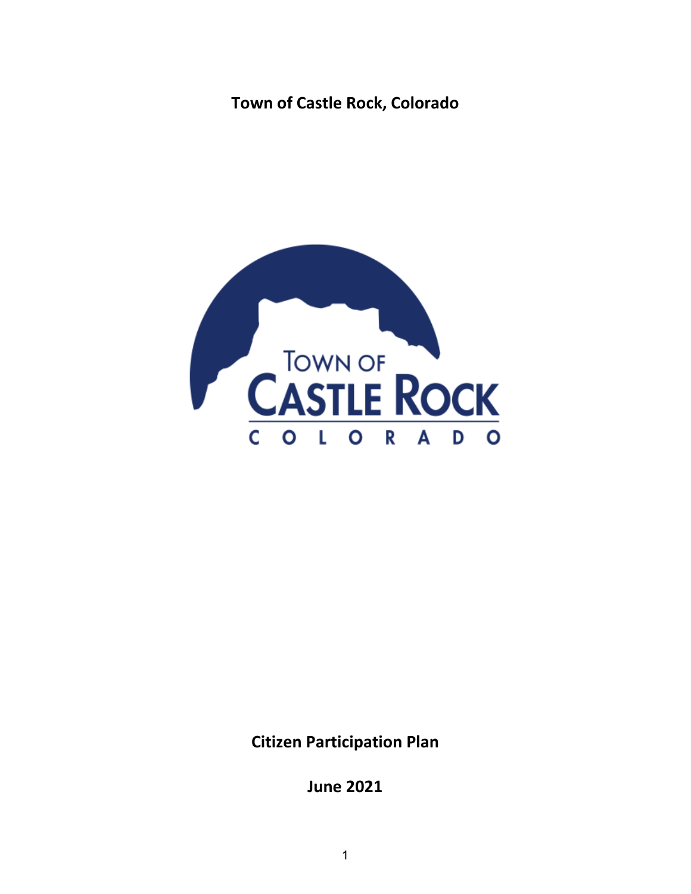**Town of Castle Rock, Colorado**

**Citizen Participation Plan**

**June 2021**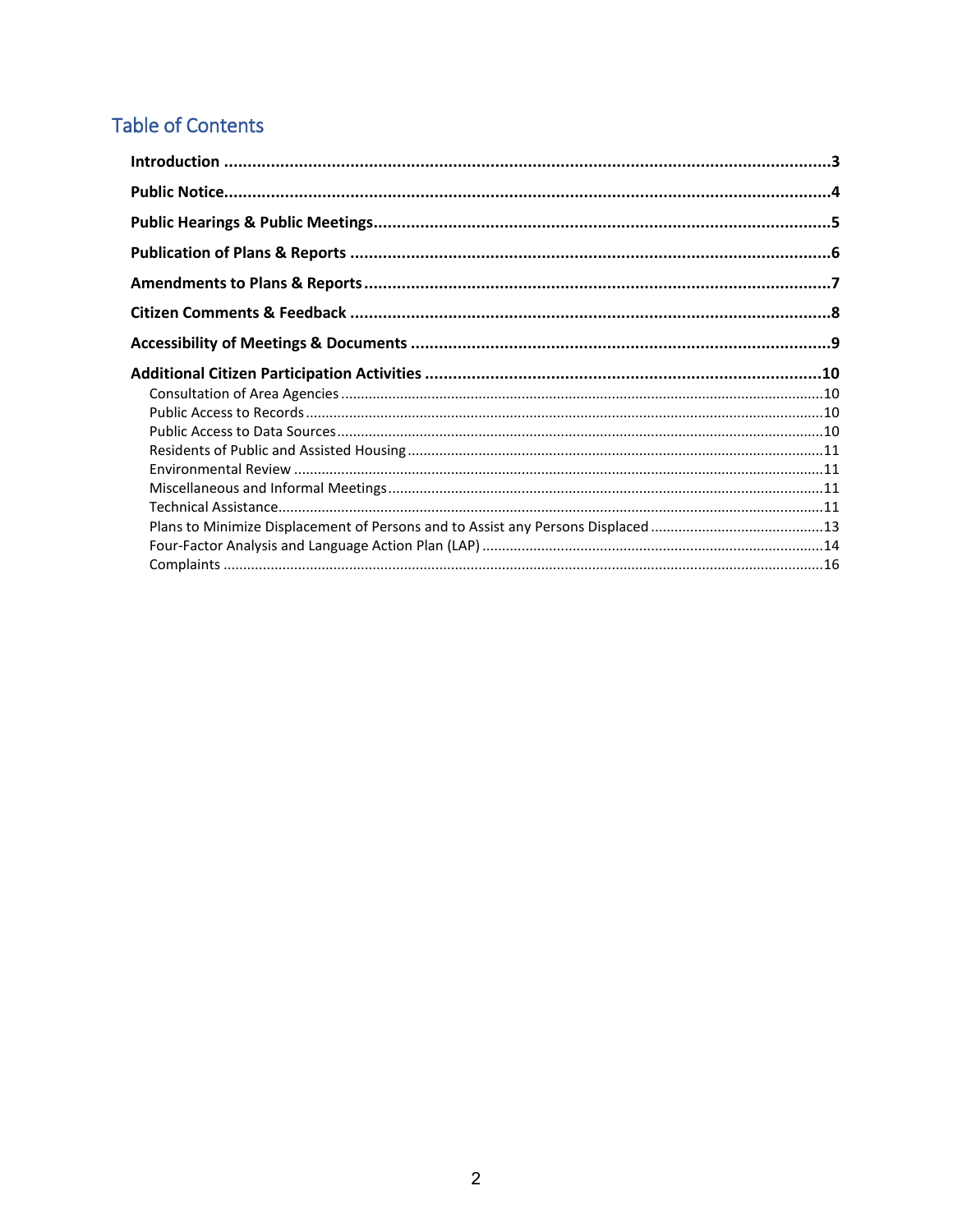# Table of Contents

**Introduction** ..... 3

**Public Notice** ..... 4

**Public Hearings & Public Meetings** ..... 5

**Publication of Plans & Reports** ..... 6

**Amendments to Plans & Reports** ..... 7

**Citizen Comments & Feedback** ..... 8

**Accessibility of Meetings & Documents** ..... 9

**Additional Citizen Participation Activities** ..... 10

- Consultation of Area Agencies ..... 10
- Public Access to Records ..... 10
- Public Access to Data Sources ..... 10
- Residents of Public and Assisted Housing ..... 11
- Environmental Review ..... 11
- Miscellaneous and Informal Meetings ..... 11
- Technical Assistance ..... 11
- Plans to Minimize Displacement of Persons and to Assist any Persons Displaced ..... 13
- Four-Factor Analysis and Language Action Plan (LAP) ..... 14
- Complaints ..... 16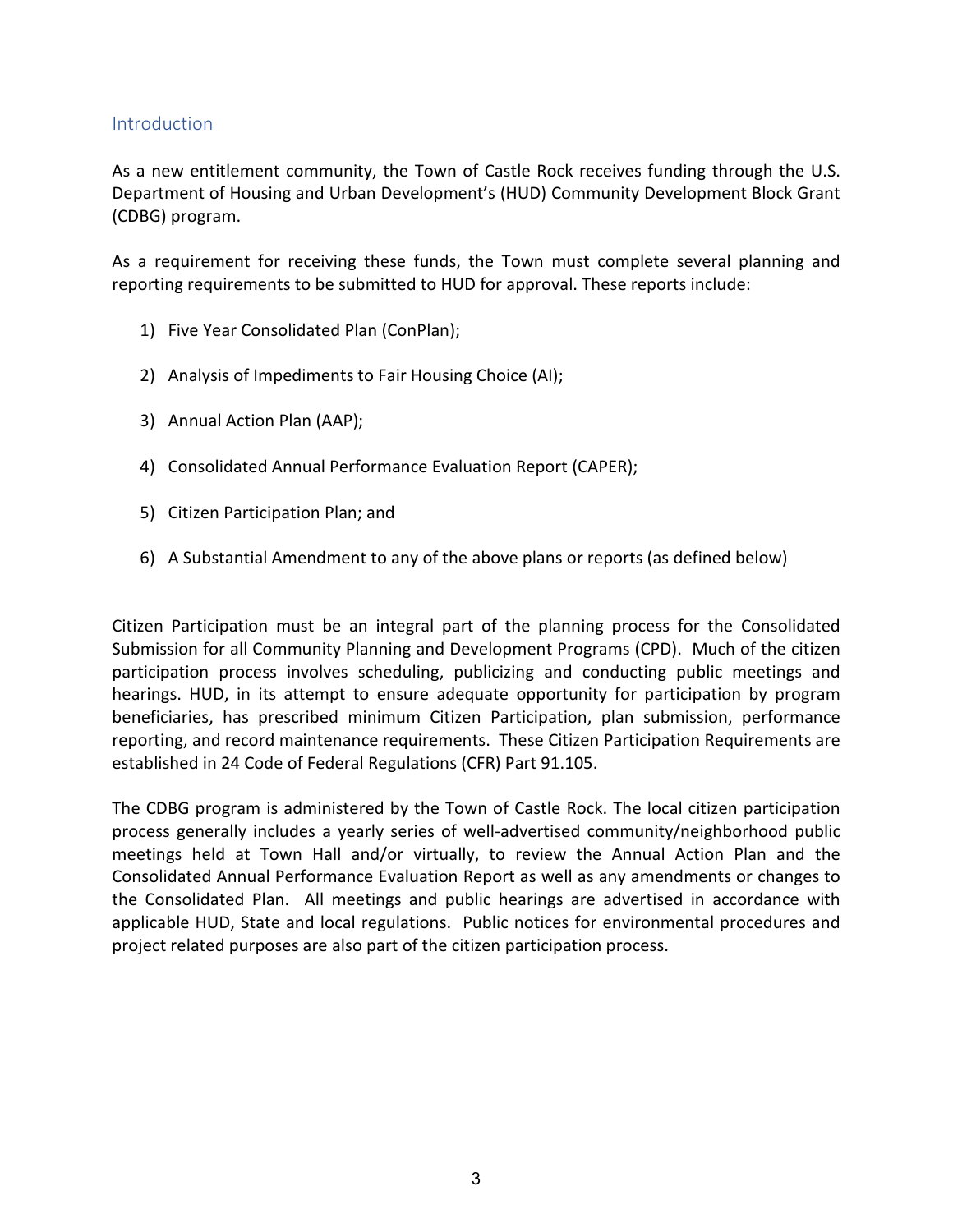## Introduction

As a new entitlement community, the Town of Castle Rock receives funding through the U.S. Department of Housing and Urban Development's (HUD) Community Development Block Grant (CDBG) program.

As a requirement for receiving these funds, the Town must complete several planning and reporting requirements to be submitted to HUD for approval. These reports include:

1) Five Year Consolidated Plan (ConPlan);
2) Analysis of Impediments to Fair Housing Choice (AI);
3) Annual Action Plan (AAP);
4) Consolidated Annual Performance Evaluation Report (CAPER);
5) Citizen Participation Plan; and
6) A Substantial Amendment to any of the above plans or reports (as defined below)

Citizen Participation must be an integral part of the planning process for the Consolidated Submission for all Community Planning and Development Programs (CPD). Much of the citizen participation process involves scheduling, publicizing and conducting public meetings and hearings. HUD, in its attempt to ensure adequate opportunity for participation by program beneficiaries, has prescribed minimum Citizen Participation, plan submission, performance reporting, and record maintenance requirements. These Citizen Participation Requirements are established in 24 Code of Federal Regulations (CFR) Part 91.105.

The CDBG program is administered by the Town of Castle Rock. The local citizen participation process generally includes a yearly series of well-advertised community/neighborhood public meetings held at Town Hall and/or virtually, to review the Annual Action Plan and the Consolidated Annual Performance Evaluation Report as well as any amendments or changes to the Consolidated Plan. All meetings and public hearings are advertised in accordance with applicable HUD, State and local regulations. Public notices for environmental procedures and project related purposes are also part of the citizen participation process.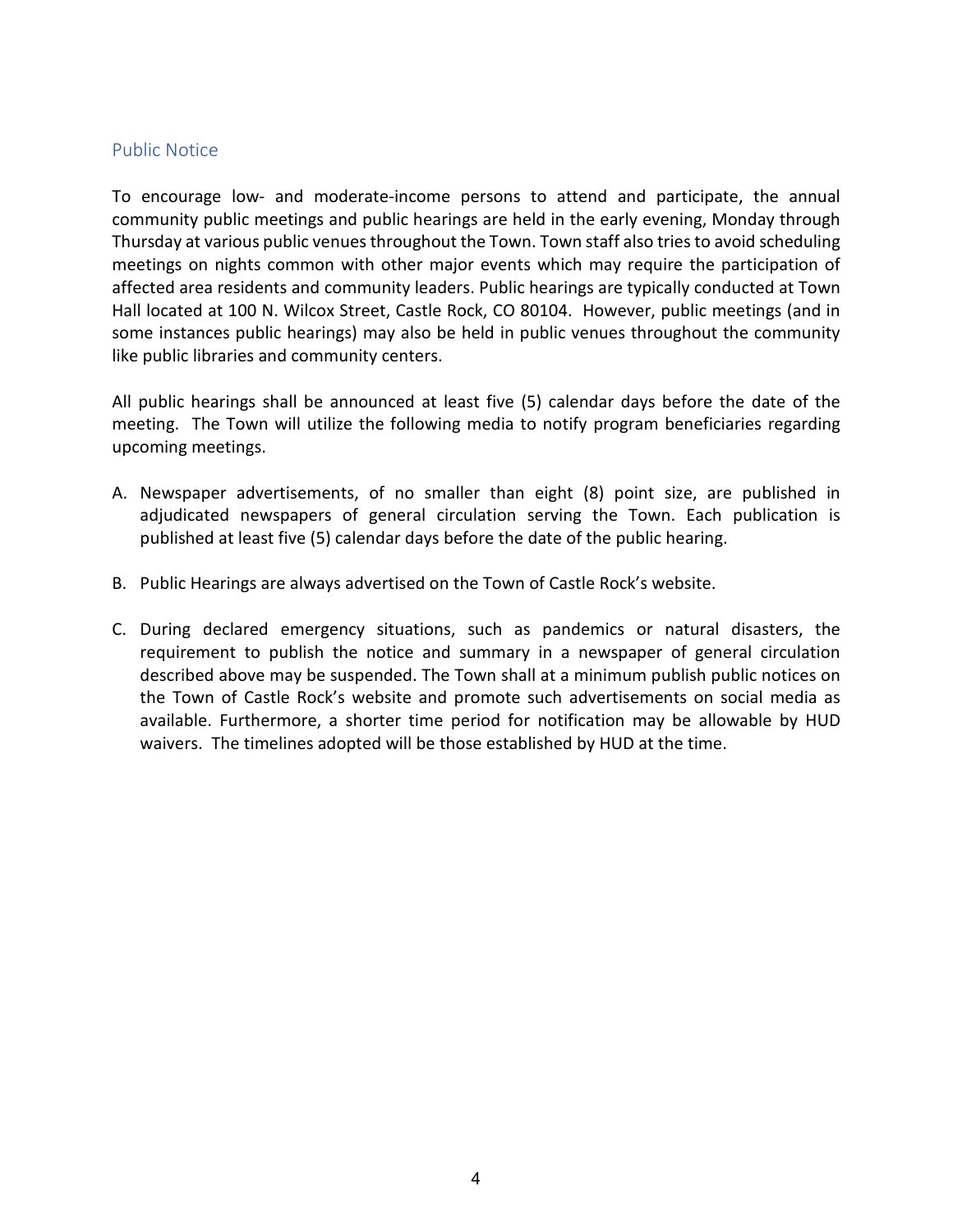## Public Notice

To encourage low- and moderate-income persons to attend and participate, the annual community public meetings and public hearings are held in the early evening, Monday through Thursday at various public venues throughout the Town. Town staff also tries to avoid scheduling meetings on nights common with other major events which may require the participation of affected area residents and community leaders. Public hearings are typically conducted at Town Hall located at 100 N. Wilcox Street, Castle Rock, CO 80104. However, public meetings (and in some instances public hearings) may also be held in public venues throughout the community like public libraries and community centers.

All public hearings shall be announced at least five (5) calendar days before the date of the meeting. The Town will utilize the following media to notify program beneficiaries regarding upcoming meetings.

A. Newspaper advertisements, of no smaller than eight (8) point size, are published in adjudicated newspapers of general circulation serving the Town. Each publication is published at least five (5) calendar days before the date of the public hearing.

B. Public Hearings are always advertised on the Town of Castle Rock's website.

C. During declared emergency situations, such as pandemics or natural disasters, the requirement to publish the notice and summary in a newspaper of general circulation described above may be suspended. The Town shall at a minimum publish public notices on the Town of Castle Rock's website and promote such advertisements on social media as available. Furthermore, a shorter time period for notification may be allowable by HUD waivers. The timelines adopted will be those established by HUD at the time.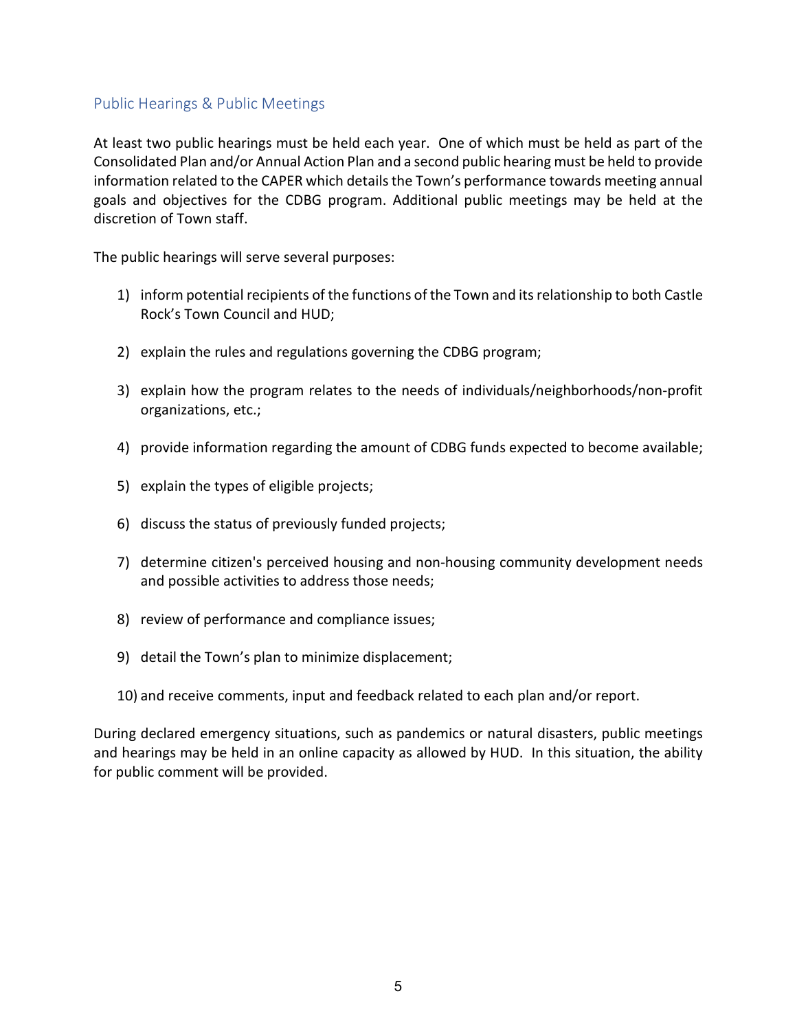## Public Hearings & Public Meetings

At least two public hearings must be held each year. One of which must be held as part of the Consolidated Plan and/or Annual Action Plan and a second public hearing must be held to provide information related to the CAPER which details the Town's performance towards meeting annual goals and objectives for the CDBG program. Additional public meetings may be held at the discretion of Town staff.

The public hearings will serve several purposes:

1) inform potential recipients of the functions of the Town and its relationship to both Castle Rock's Town Council and HUD;

2) explain the rules and regulations governing the CDBG program;

3) explain how the program relates to the needs of individuals/neighborhoods/non-profit organizations, etc.;

4) provide information regarding the amount of CDBG funds expected to become available;

5) explain the types of eligible projects;

6) discuss the status of previously funded projects;

7) determine citizen's perceived housing and non-housing community development needs and possible activities to address those needs;

8) review of performance and compliance issues;

9) detail the Town's plan to minimize displacement;

10) and receive comments, input and feedback related to each plan and/or report.

During declared emergency situations, such as pandemics or natural disasters, public meetings and hearings may be held in an online capacity as allowed by HUD. In this situation, the ability for public comment will be provided.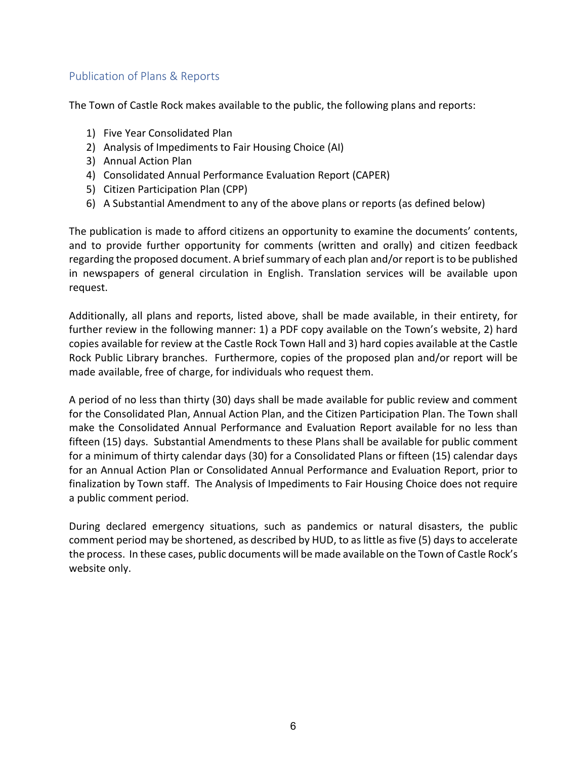## Publication of Plans & Reports

The Town of Castle Rock makes available to the public, the following plans and reports:

1) Five Year Consolidated Plan
2) Analysis of Impediments to Fair Housing Choice (AI)
3) Annual Action Plan
4) Consolidated Annual Performance Evaluation Report (CAPER)
5) Citizen Participation Plan (CPP)
6) A Substantial Amendment to any of the above plans or reports (as defined below)

The publication is made to afford citizens an opportunity to examine the documents' contents, and to provide further opportunity for comments (written and orally) and citizen feedback regarding the proposed document. A brief summary of each plan and/or report is to be published in newspapers of general circulation in English. Translation services will be available upon request.

Additionally, all plans and reports, listed above, shall be made available, in their entirety, for further review in the following manner: 1) a PDF copy available on the Town's website, 2) hard copies available for review at the Castle Rock Town Hall and 3) hard copies available at the Castle Rock Public Library branches. Furthermore, copies of the proposed plan and/or report will be made available, free of charge, for individuals who request them.

A period of no less than thirty (30) days shall be made available for public review and comment for the Consolidated Plan, Annual Action Plan, and the Citizen Participation Plan. The Town shall make the Consolidated Annual Performance and Evaluation Report available for no less than fifteen (15) days. Substantial Amendments to these Plans shall be available for public comment for a minimum of thirty calendar days (30) for a Consolidated Plans or fifteen (15) calendar days for an Annual Action Plan or Consolidated Annual Performance and Evaluation Report, prior to finalization by Town staff. The Analysis of Impediments to Fair Housing Choice does not require a public comment period.

During declared emergency situations, such as pandemics or natural disasters, the public comment period may be shortened, as described by HUD, to as little as five (5) days to accelerate the process. In these cases, public documents will be made available on the Town of Castle Rock's website only.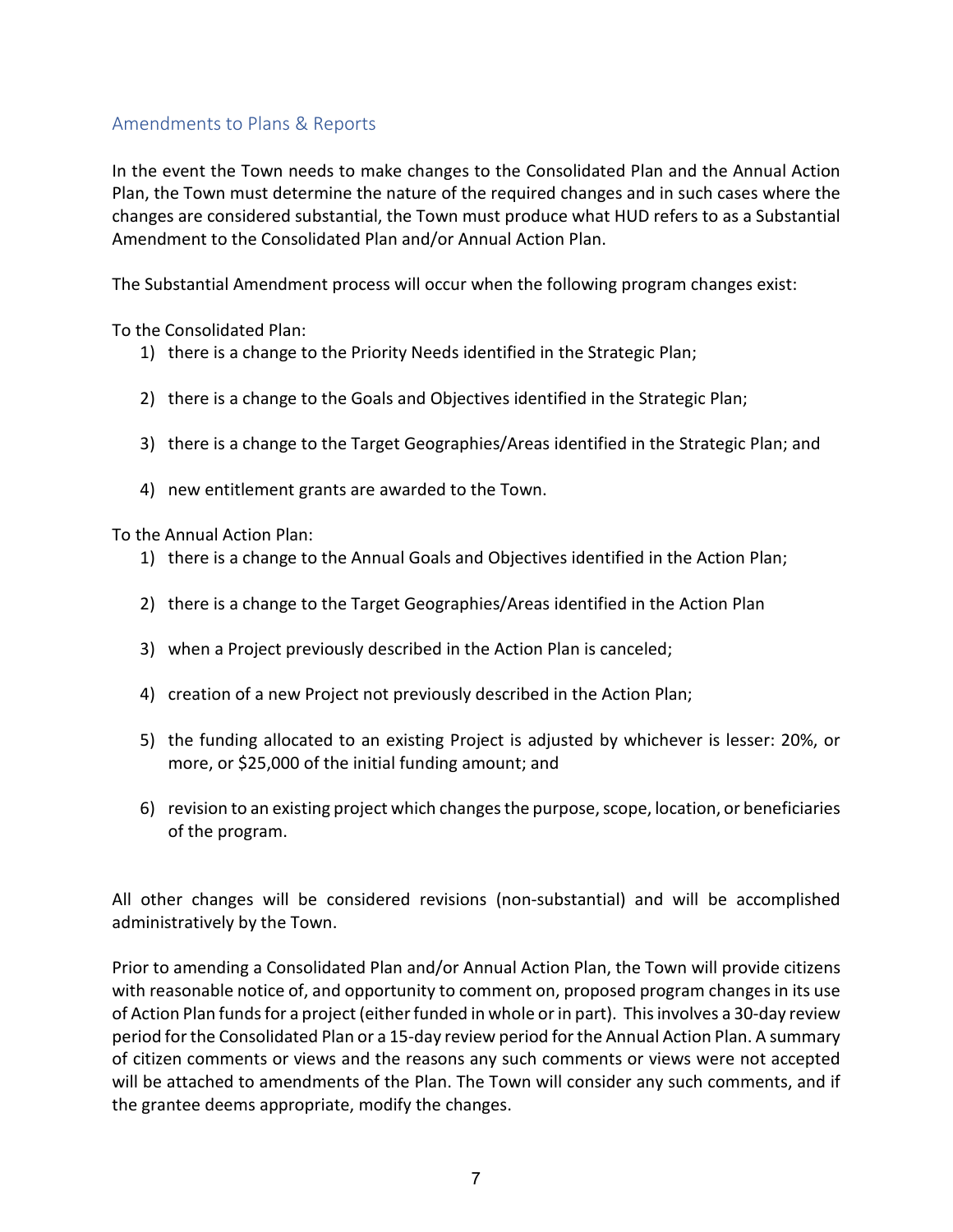## Amendments to Plans & Reports

In the event the Town needs to make changes to the Consolidated Plan and the Annual Action Plan, the Town must determine the nature of the required changes and in such cases where the changes are considered substantial, the Town must produce what HUD refers to as a Substantial Amendment to the Consolidated Plan and/or Annual Action Plan.

The Substantial Amendment process will occur when the following program changes exist:

To the Consolidated Plan:

1) there is a change to the Priority Needs identified in the Strategic Plan;

2) there is a change to the Goals and Objectives identified in the Strategic Plan;

3) there is a change to the Target Geographies/Areas identified in the Strategic Plan; and

4) new entitlement grants are awarded to the Town.

To the Annual Action Plan:

1) there is a change to the Annual Goals and Objectives identified in the Action Plan;

2) there is a change to the Target Geographies/Areas identified in the Action Plan

3) when a Project previously described in the Action Plan is canceled;

4) creation of a new Project not previously described in the Action Plan;

5) the funding allocated to an existing Project is adjusted by whichever is lesser: 20%, or more, or $25,000 of the initial funding amount; and

6) revision to an existing project which changes the purpose, scope, location, or beneficiaries of the program.

All other changes will be considered revisions (non-substantial) and will be accomplished administratively by the Town.

Prior to amending a Consolidated Plan and/or Annual Action Plan, the Town will provide citizens with reasonable notice of, and opportunity to comment on, proposed program changes in its use of Action Plan funds for a project (either funded in whole or in part). This involves a 30-day review period for the Consolidated Plan or a 15-day review period for the Annual Action Plan. A summary of citizen comments or views and the reasons any such comments or views were not accepted will be attached to amendments of the Plan. The Town will consider any such comments, and if the grantee deems appropriate, modify the changes.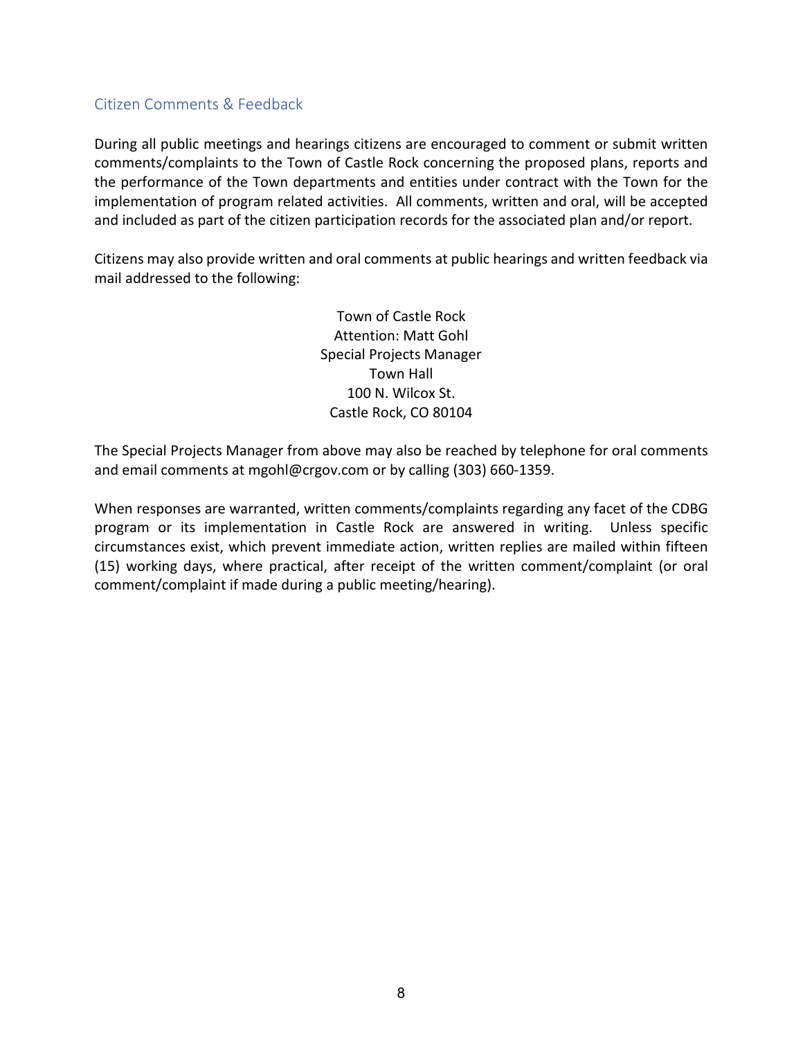## Citizen Comments & Feedback

During all public meetings and hearings citizens are encouraged to comment or submit written comments/complaints to the Town of Castle Rock concerning the proposed plans, reports and the performance of the Town departments and entities under contract with the Town for the implementation of program related activities. All comments, written and oral, will be accepted and included as part of the citizen participation records for the associated plan and/or report.

Citizens may also provide written and oral comments at public hearings and written feedback via mail addressed to the following:

Town of Castle Rock
Attention: Matt Gohl
Special Projects Manager
Town Hall
100 N. Wilcox St.
Castle Rock, CO 80104

The Special Projects Manager from above may also be reached by telephone for oral comments and email comments at mgohl@crgov.com or by calling (303) 660-1359.

When responses are warranted, written comments/complaints regarding any facet of the CDBG program or its implementation in Castle Rock are answered in writing. Unless specific circumstances exist, which prevent immediate action, written replies are mailed within fifteen (15) working days, where practical, after receipt of the written comment/complaint (or oral comment/complaint if made during a public meeting/hearing).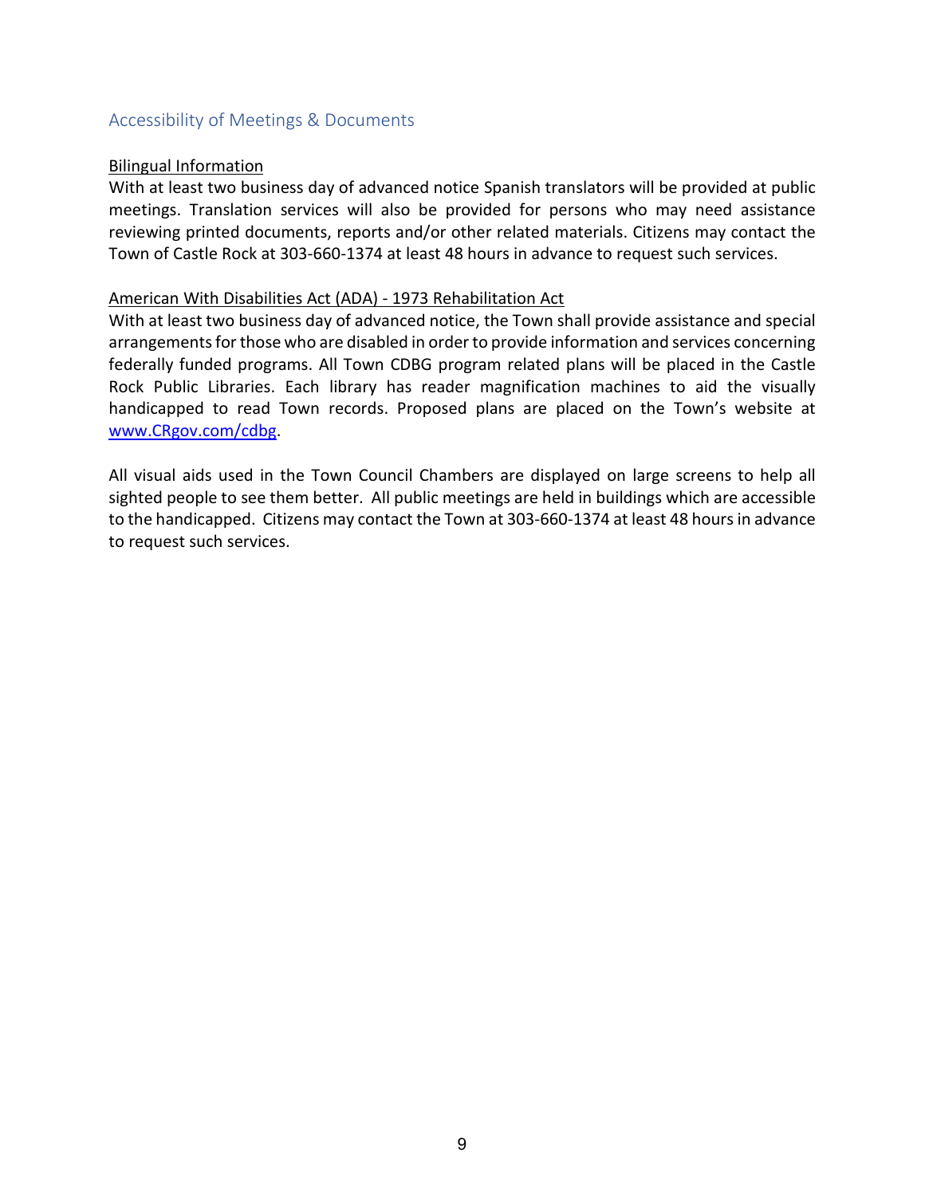## Accessibility of Meetings & Documents

Bilingual Information

With at least two business day of advanced notice Spanish translators will be provided at public meetings. Translation services will also be provided for persons who may need assistance reviewing printed documents, reports and/or other related materials. Citizens may contact the Town of Castle Rock at 303-660-1374 at least 48 hours in advance to request such services.

American With Disabilities Act (ADA) - 1973 Rehabilitation Act

With at least two business day of advanced notice, the Town shall provide assistance and special arrangements for those who are disabled in order to provide information and services concerning federally funded programs. All Town CDBG program related plans will be placed in the Castle Rock Public Libraries. Each library has reader magnification machines to aid the visually handicapped to read Town records. Proposed plans are placed on the Town's website at [www.CRgov.com/cdbg](http://www.CRgov.com/cdbg).

All visual aids used in the Town Council Chambers are displayed on large screens to help all sighted people to see them better. All public meetings are held in buildings which are accessible to the handicapped. Citizens may contact the Town at 303-660-1374 at least 48 hours in advance to request such services.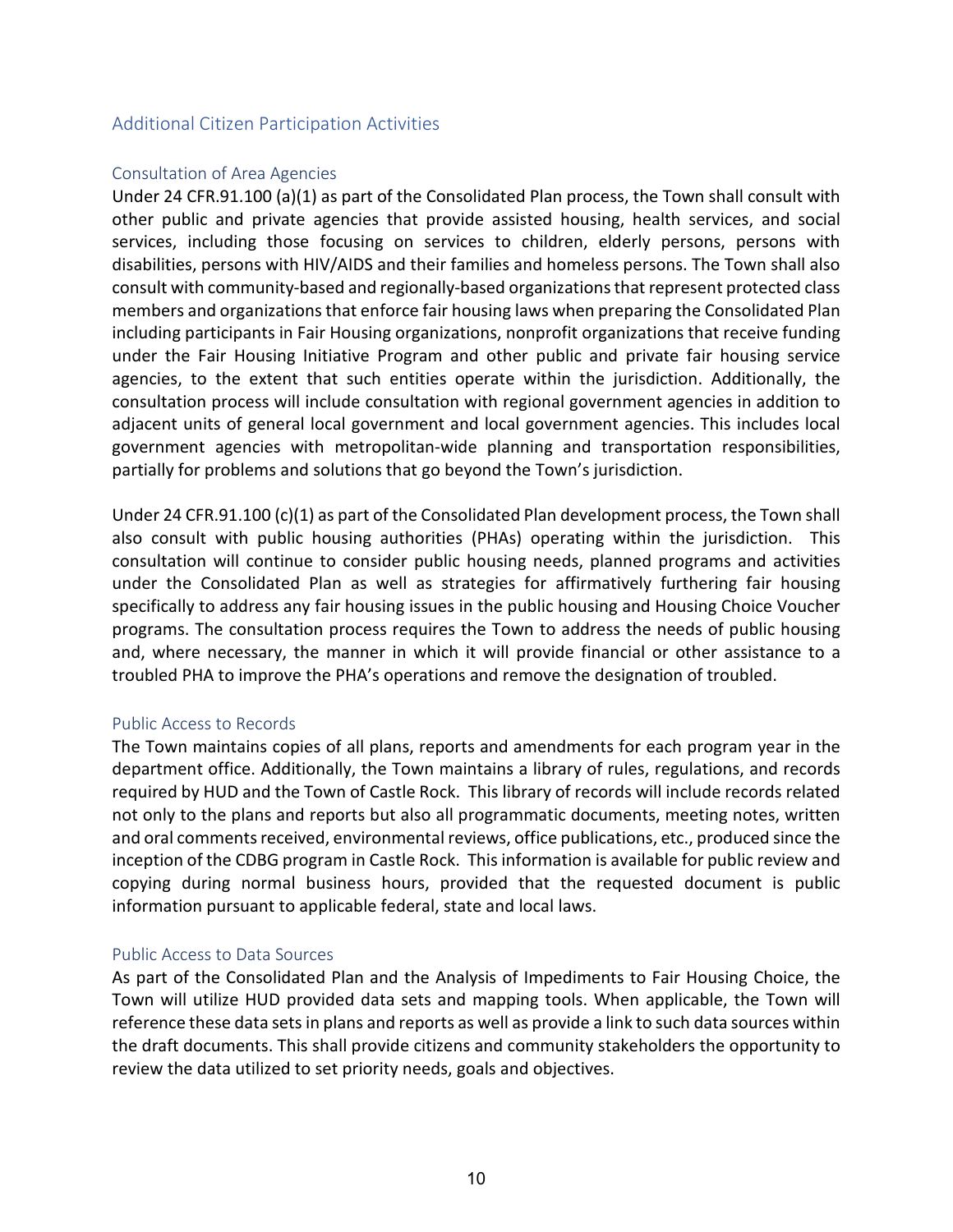## Additional Citizen Participation Activities

### Consultation of Area Agencies

Under 24 CFR.91.100 (a)(1) as part of the Consolidated Plan process, the Town shall consult with other public and private agencies that provide assisted housing, health services, and social services, including those focusing on services to children, elderly persons, persons with disabilities, persons with HIV/AIDS and their families and homeless persons. The Town shall also consult with community-based and regionally-based organizations that represent protected class members and organizations that enforce fair housing laws when preparing the Consolidated Plan including participants in Fair Housing organizations, nonprofit organizations that receive funding under the Fair Housing Initiative Program and other public and private fair housing service agencies, to the extent that such entities operate within the jurisdiction. Additionally, the consultation process will include consultation with regional government agencies in addition to adjacent units of general local government and local government agencies. This includes local government agencies with metropolitan-wide planning and transportation responsibilities, partially for problems and solutions that go beyond the Town's jurisdiction.

Under 24 CFR.91.100 (c)(1) as part of the Consolidated Plan development process, the Town shall also consult with public housing authorities (PHAs) operating within the jurisdiction. This consultation will continue to consider public housing needs, planned programs and activities under the Consolidated Plan as well as strategies for affirmatively furthering fair housing specifically to address any fair housing issues in the public housing and Housing Choice Voucher programs. The consultation process requires the Town to address the needs of public housing and, where necessary, the manner in which it will provide financial or other assistance to a troubled PHA to improve the PHA's operations and remove the designation of troubled.

### Public Access to Records

The Town maintains copies of all plans, reports and amendments for each program year in the department office. Additionally, the Town maintains a library of rules, regulations, and records required by HUD and the Town of Castle Rock. This library of records will include records related not only to the plans and reports but also all programmatic documents, meeting notes, written and oral comments received, environmental reviews, office publications, etc., produced since the inception of the CDBG program in Castle Rock. This information is available for public review and copying during normal business hours, provided that the requested document is public information pursuant to applicable federal, state and local laws.

### Public Access to Data Sources

As part of the Consolidated Plan and the Analysis of Impediments to Fair Housing Choice, the Town will utilize HUD provided data sets and mapping tools. When applicable, the Town will reference these data sets in plans and reports as well as provide a link to such data sources within the draft documents. This shall provide citizens and community stakeholders the opportunity to review the data utilized to set priority needs, goals and objectives.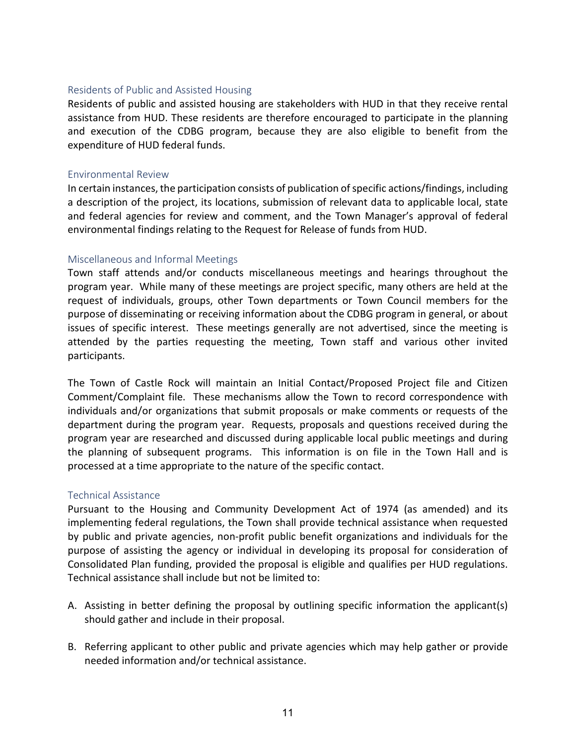### Residents of Public and Assisted Housing

Residents of public and assisted housing are stakeholders with HUD in that they receive rental assistance from HUD. These residents are therefore encouraged to participate in the planning and execution of the CDBG program, because they are also eligible to benefit from the expenditure of HUD federal funds.

### Environmental Review

In certain instances, the participation consists of publication of specific actions/findings, including a description of the project, its locations, submission of relevant data to applicable local, state and federal agencies for review and comment, and the Town Manager's approval of federal environmental findings relating to the Request for Release of funds from HUD.

### Miscellaneous and Informal Meetings

Town staff attends and/or conducts miscellaneous meetings and hearings throughout the program year. While many of these meetings are project specific, many others are held at the request of individuals, groups, other Town departments or Town Council members for the purpose of disseminating or receiving information about the CDBG program in general, or about issues of specific interest. These meetings generally are not advertised, since the meeting is attended by the parties requesting the meeting, Town staff and various other invited participants.

The Town of Castle Rock will maintain an Initial Contact/Proposed Project file and Citizen Comment/Complaint file. These mechanisms allow the Town to record correspondence with individuals and/or organizations that submit proposals or make comments or requests of the department during the program year. Requests, proposals and questions received during the program year are researched and discussed during applicable local public meetings and during the planning of subsequent programs. This information is on file in the Town Hall and is processed at a time appropriate to the nature of the specific contact.

### Technical Assistance

Pursuant to the Housing and Community Development Act of 1974 (as amended) and its implementing federal regulations, the Town shall provide technical assistance when requested by public and private agencies, non-profit public benefit organizations and individuals for the purpose of assisting the agency or individual in developing its proposal for consideration of Consolidated Plan funding, provided the proposal is eligible and qualifies per HUD regulations. Technical assistance shall include but not be limited to:

A. Assisting in better defining the proposal by outlining specific information the applicant(s) should gather and include in their proposal.

B. Referring applicant to other public and private agencies which may help gather or provide needed information and/or technical assistance.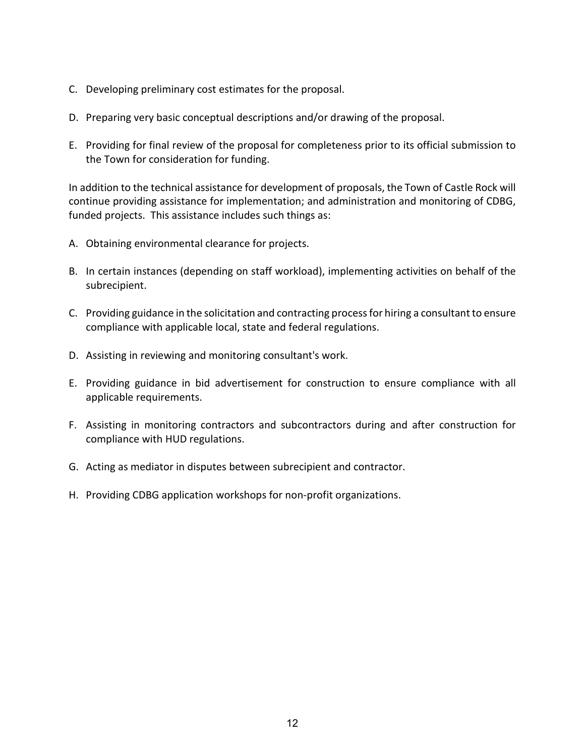C. Developing preliminary cost estimates for the proposal.

D. Preparing very basic conceptual descriptions and/or drawing of the proposal.

E. Providing for final review of the proposal for completeness prior to its official submission to the Town for consideration for funding.

In addition to the technical assistance for development of proposals, the Town of Castle Rock will continue providing assistance for implementation; and administration and monitoring of CDBG, funded projects. This assistance includes such things as:

A. Obtaining environmental clearance for projects.

B. In certain instances (depending on staff workload), implementing activities on behalf of the subrecipient.

C. Providing guidance in the solicitation and contracting process for hiring a consultant to ensure compliance with applicable local, state and federal regulations.

D. Assisting in reviewing and monitoring consultant's work.

E. Providing guidance in bid advertisement for construction to ensure compliance with all applicable requirements.

F. Assisting in monitoring contractors and subcontractors during and after construction for compliance with HUD regulations.

G. Acting as mediator in disputes between subrecipient and contractor.

H. Providing CDBG application workshops for non-profit organizations.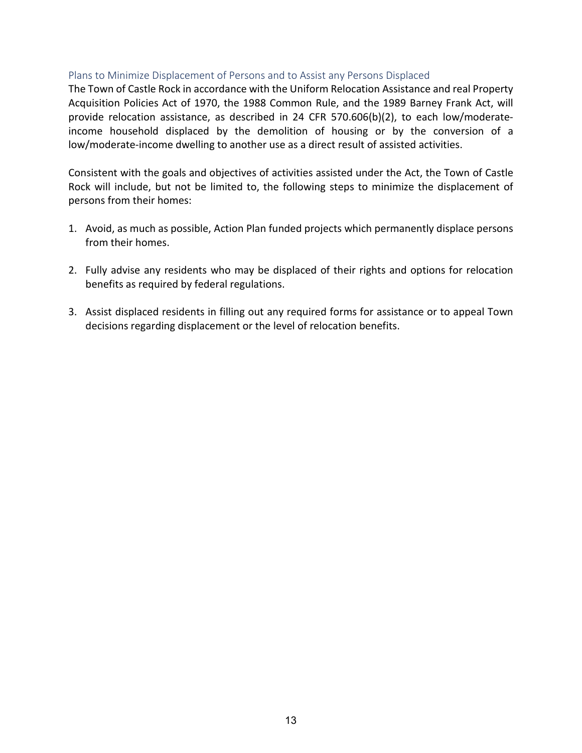## Plans to Minimize Displacement of Persons and to Assist any Persons Displaced

The Town of Castle Rock in accordance with the Uniform Relocation Assistance and real Property Acquisition Policies Act of 1970, the 1988 Common Rule, and the 1989 Barney Frank Act, will provide relocation assistance, as described in 24 CFR 570.606(b)(2), to each low/moderate-income household displaced by the demolition of housing or by the conversion of a low/moderate-income dwelling to another use as a direct result of assisted activities.

Consistent with the goals and objectives of activities assisted under the Act, the Town of Castle Rock will include, but not be limited to, the following steps to minimize the displacement of persons from their homes:

1. Avoid, as much as possible, Action Plan funded projects which permanently displace persons from their homes.

2. Fully advise any residents who may be displaced of their rights and options for relocation benefits as required by federal regulations.

3. Assist displaced residents in filling out any required forms for assistance or to appeal Town decisions regarding displacement or the level of relocation benefits.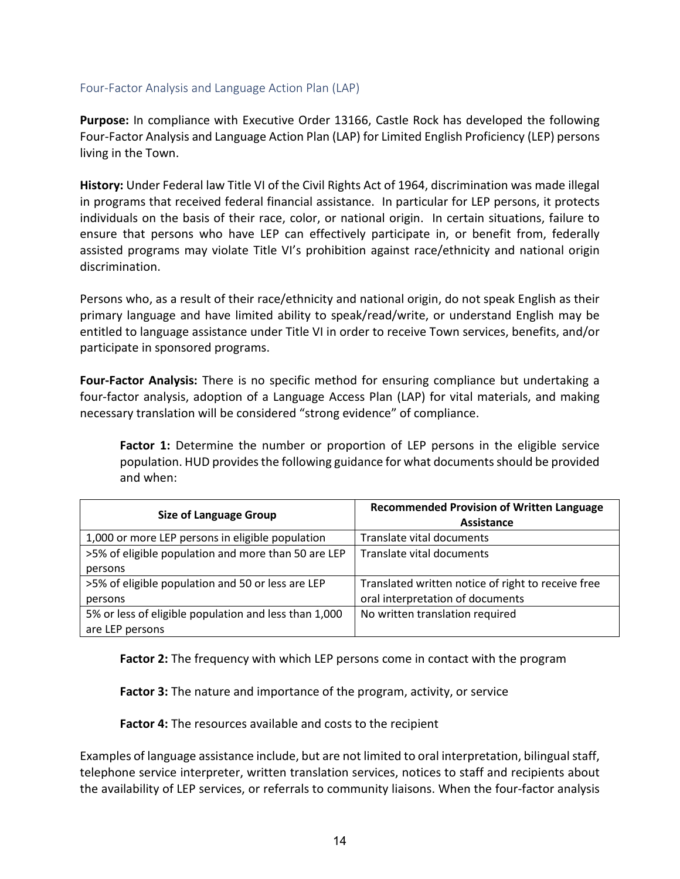## Four-Factor Analysis and Language Action Plan (LAP)

**Purpose:** In compliance with Executive Order 13166, Castle Rock has developed the following Four-Factor Analysis and Language Action Plan (LAP) for Limited English Proficiency (LEP) persons living in the Town.

**History:** Under Federal law Title VI of the Civil Rights Act of 1964, discrimination was made illegal in programs that received federal financial assistance. In particular for LEP persons, it protects individuals on the basis of their race, color, or national origin. In certain situations, failure to ensure that persons who have LEP can effectively participate in, or benefit from, federally assisted programs may violate Title VI's prohibition against race/ethnicity and national origin discrimination.

Persons who, as a result of their race/ethnicity and national origin, do not speak English as their primary language and have limited ability to speak/read/write, or understand English may be entitled to language assistance under Title VI in order to receive Town services, benefits, and/or participate in sponsored programs.

**Four-Factor Analysis:** There is no specific method for ensuring compliance but undertaking a four-factor analysis, adoption of a Language Access Plan (LAP) for vital materials, and making necessary translation will be considered "strong evidence" of compliance.

**Factor 1:** Determine the number or proportion of LEP persons in the eligible service population. HUD provides the following guidance for what documents should be provided and when:

| Size of Language Group | Recommended Provision of Written Language Assistance |
|---|---|
| 1,000 or more LEP persons in eligible population | Translate vital documents |
| >5% of eligible population and more than 50 are LEP persons | Translate vital documents |
| >5% of eligible population and 50 or less are LEP persons | Translated written notice of right to receive free oral interpretation of documents |
| 5% or less of eligible population and less than 1,000 are LEP persons | No written translation required |

**Factor 2:** The frequency with which LEP persons come in contact with the program

**Factor 3:** The nature and importance of the program, activity, or service

**Factor 4:** The resources available and costs to the recipient

Examples of language assistance include, but are not limited to oral interpretation, bilingual staff, telephone service interpreter, written translation services, notices to staff and recipients about the availability of LEP services, or referrals to community liaisons. When the four-factor analysis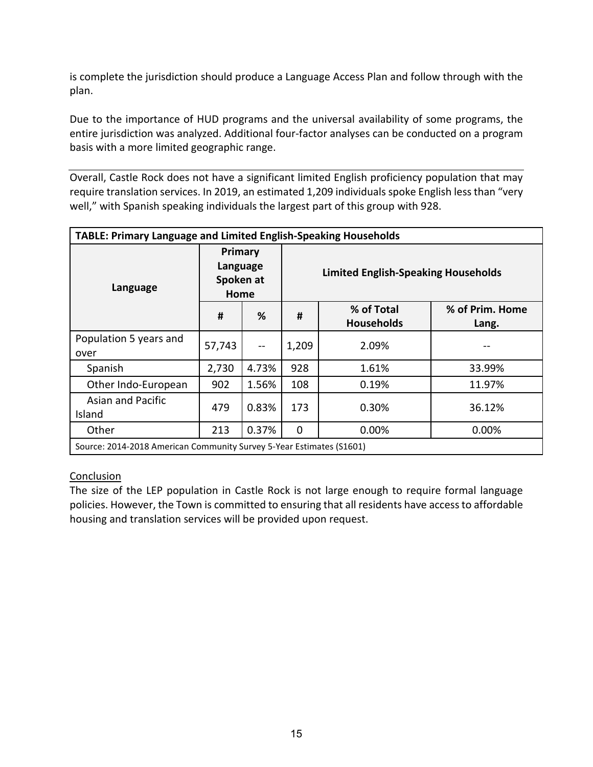is complete the jurisdiction should produce a Language Access Plan and follow through with the plan.

Due to the importance of HUD programs and the universal availability of some programs, the entire jurisdiction was analyzed. Additional four-factor analyses can be conducted on a program basis with a more limited geographic range.

---

Overall, Castle Rock does not have a significant limited English proficiency population that may require translation services. In 2019, an estimated 1,209 individuals spoke English less than "very well," with Spanish speaking individuals the largest part of this group with 928.

| **TABLE: Primary Language and Limited English-Speaking Households** | | | | | |
|---|---|---|---|---|---|
| **Language** | **Primary Language Spoken at Home** | | **Limited English-Speaking Households** | | |
| | **#** | **%** | **#** | **% of Total Households** | **% of Prim. Home Lang.** |
| Population 5 years and over | 57,743 | -- | 1,209 | 2.09% | -- |
| Spanish | 2,730 | 4.73% | 928 | 1.61% | 33.99% |
| Other Indo-European | 902 | 1.56% | 108 | 0.19% | 11.97% |
| Asian and Pacific Island | 479 | 0.83% | 173 | 0.30% | 36.12% |
| Other | 213 | 0.37% | 0 | 0.00% | 0.00% |
| Source: 2014-2018 American Community Survey 5-Year Estimates (S1601) | | | | | |

Conclusion

The size of the LEP population in Castle Rock is not large enough to require formal language policies. However, the Town is committed to ensuring that all residents have access to affordable housing and translation services will be provided upon request.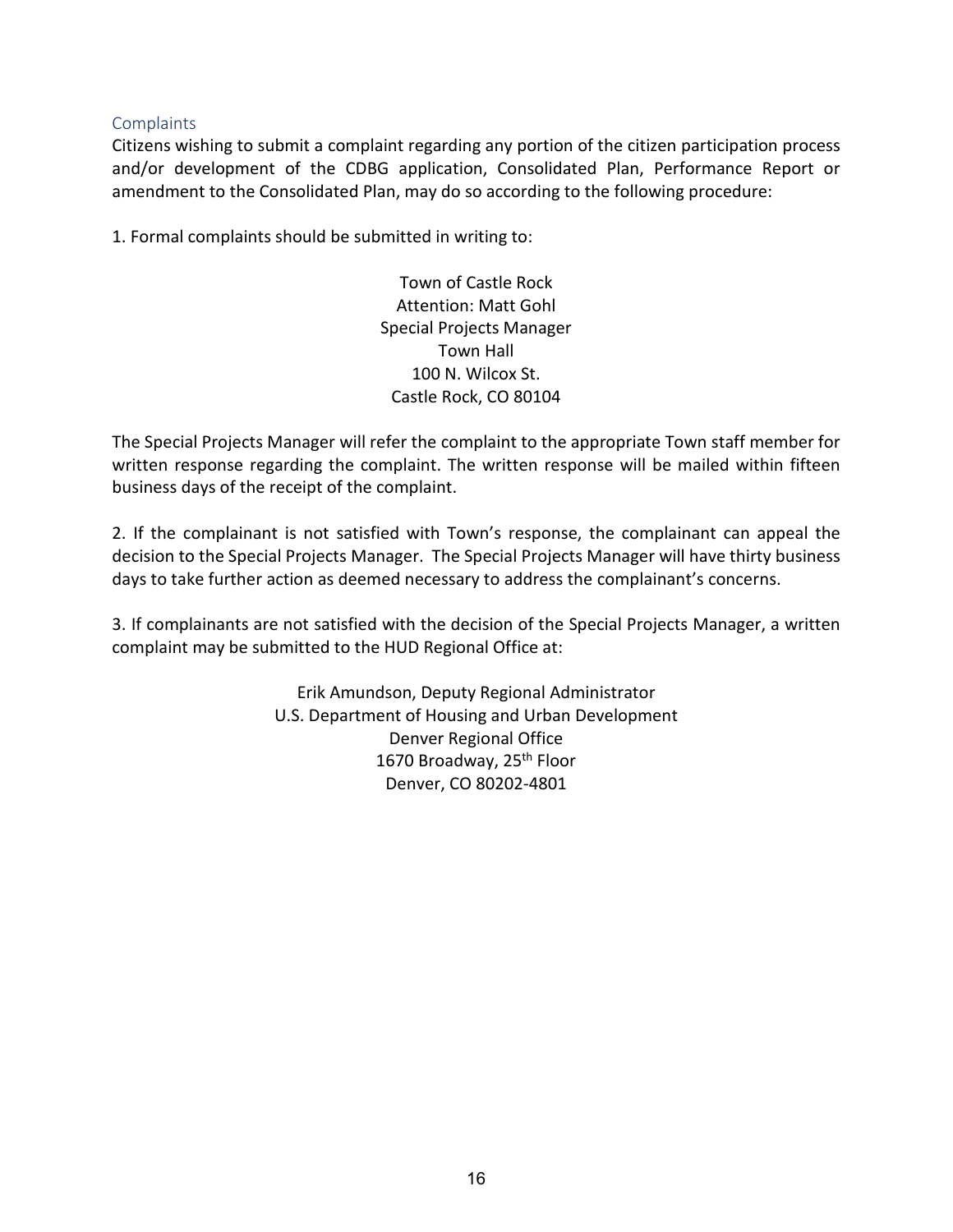## Complaints

Citizens wishing to submit a complaint regarding any portion of the citizen participation process and/or development of the CDBG application, Consolidated Plan, Performance Report or amendment to the Consolidated Plan, may do so according to the following procedure:

1. Formal complaints should be submitted in writing to:

Town of Castle Rock
Attention: Matt Gohl
Special Projects Manager
Town Hall
100 N. Wilcox St.
Castle Rock, CO 80104

The Special Projects Manager will refer the complaint to the appropriate Town staff member for written response regarding the complaint. The written response will be mailed within fifteen business days of the receipt of the complaint.

2. If the complainant is not satisfied with Town's response, the complainant can appeal the decision to the Special Projects Manager. The Special Projects Manager will have thirty business days to take further action as deemed necessary to address the complainant's concerns.

3. If complainants are not satisfied with the decision of the Special Projects Manager, a written complaint may be submitted to the HUD Regional Office at:

Erik Amundson, Deputy Regional Administrator
U.S. Department of Housing and Urban Development
Denver Regional Office
1670 Broadway, 25th Floor
Denver, CO 80202-4801